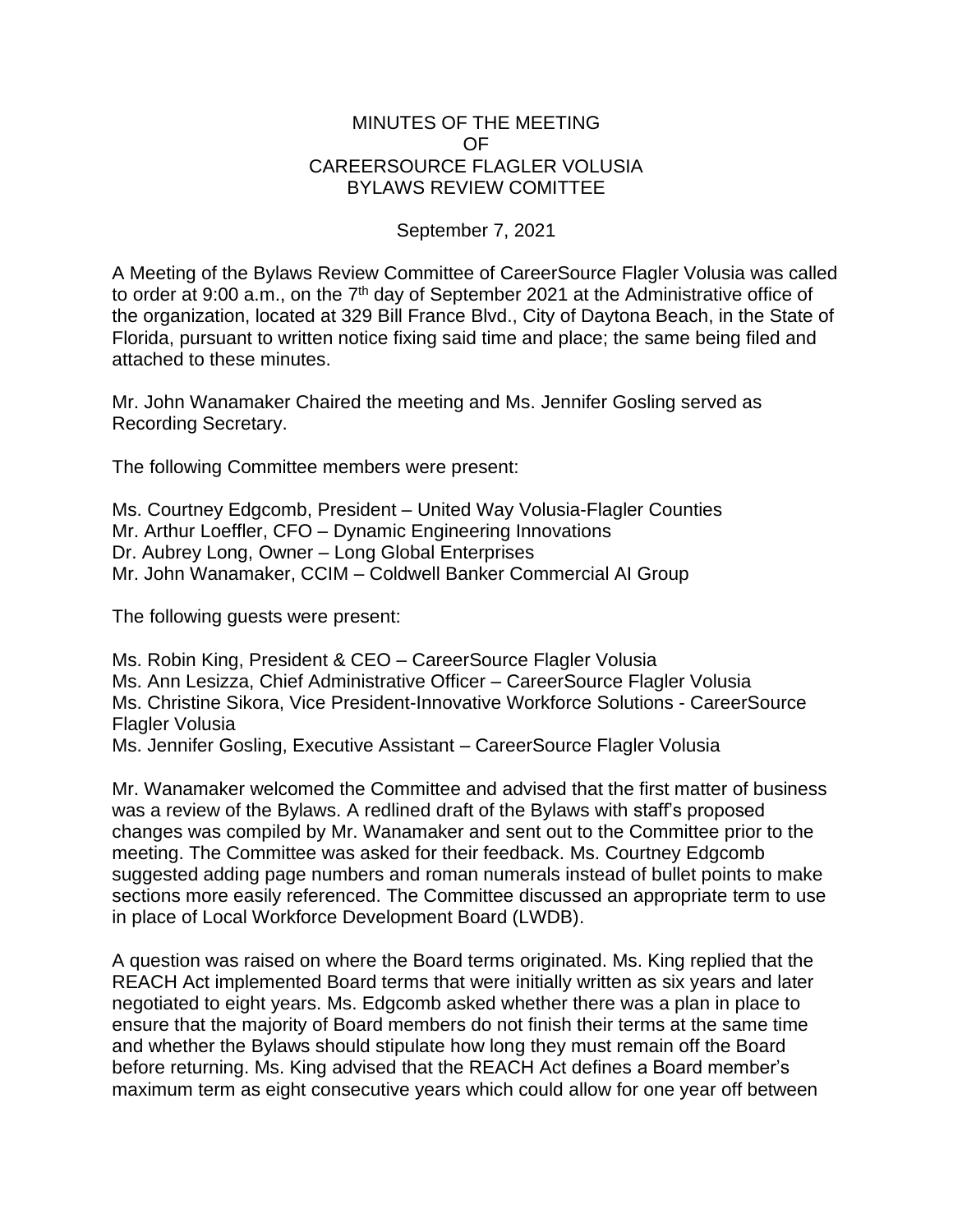# MINUTES OF THE MEETING OF CAREERSOURCE FLAGLER VOLUSIA BYLAWS REVIEW COMITTEE

September 7, 2021

A Meeting of the Bylaws Review Committee of CareerSource Flagler Volusia was called to order at 9:00 a.m., on the 7th day of September 2021 at the Administrative office of the organization, located at 329 Bill France Blvd., City of Daytona Beach, in the State of Florida, pursuant to written notice fixing said time and place; the same being filed and attached to these minutes.

Mr. John Wanamaker Chaired the meeting and Ms. Jennifer Gosling served as Recording Secretary.

The following Committee members were present:

Ms. Courtney Edgcomb, President – United Way Volusia-Flagler Counties
Mr. Arthur Loeffler, CFO – Dynamic Engineering Innovations
Dr. Aubrey Long, Owner – Long Global Enterprises
Mr. John Wanamaker, CCIM – Coldwell Banker Commercial AI Group

The following guests were present:

Ms. Robin King, President & CEO – CareerSource Flagler Volusia
Ms. Ann Lesizza, Chief Administrative Officer – CareerSource Flagler Volusia
Ms. Christine Sikora, Vice President-Innovative Workforce Solutions - CareerSource Flagler Volusia
Ms. Jennifer Gosling, Executive Assistant – CareerSource Flagler Volusia

Mr. Wanamaker welcomed the Committee and advised that the first matter of business was a review of the Bylaws. A redlined draft of the Bylaws with staff's proposed changes was compiled by Mr. Wanamaker and sent out to the Committee prior to the meeting. The Committee was asked for their feedback. Ms. Courtney Edgcomb suggested adding page numbers and roman numerals instead of bullet points to make sections more easily referenced. The Committee discussed an appropriate term to use in place of Local Workforce Development Board (LWDB).

A question was raised on where the Board terms originated. Ms. King replied that the REACH Act implemented Board terms that were initially written as six years and later negotiated to eight years. Ms. Edgcomb asked whether there was a plan in place to ensure that the majority of Board members do not finish their terms at the same time and whether the Bylaws should stipulate how long they must remain off the Board before returning. Ms. King advised that the REACH Act defines a Board member's maximum term as eight consecutive years which could allow for one year off between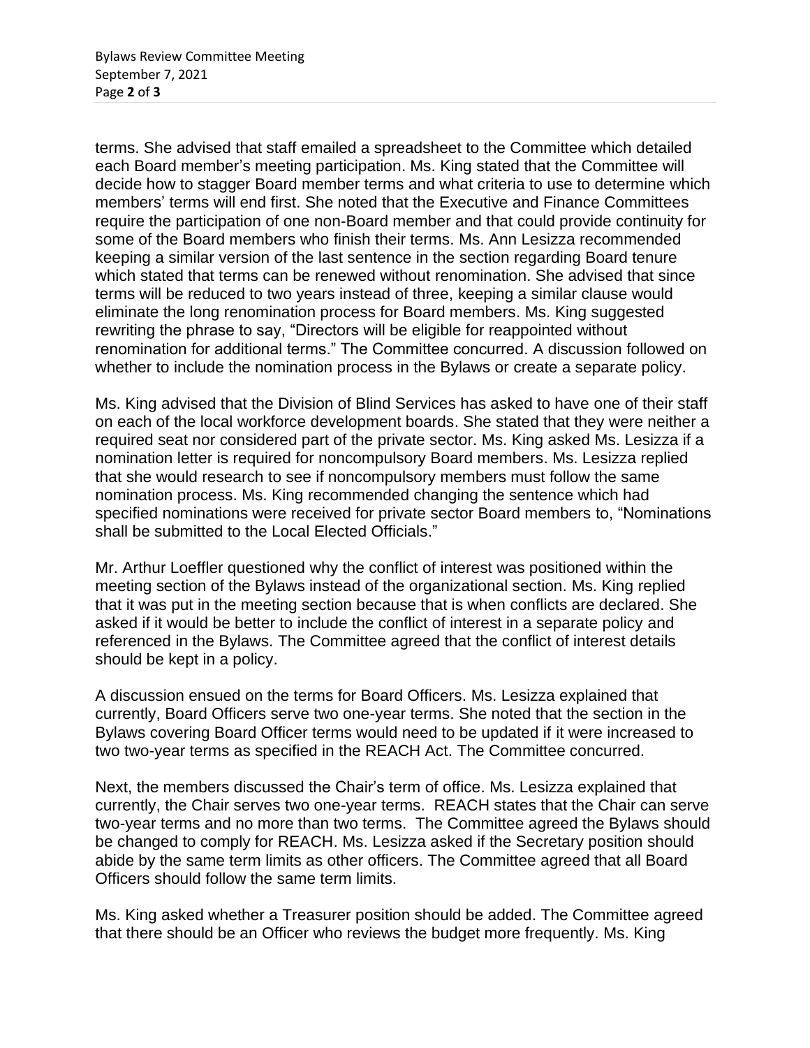terms. She advised that staff emailed a spreadsheet to the Committee which detailed each Board member's meeting participation. Ms. King stated that the Committee will decide how to stagger Board member terms and what criteria to use to determine which members' terms will end first. She noted that the Executive and Finance Committees require the participation of one non-Board member and that could provide continuity for some of the Board members who finish their terms. Ms. Ann Lesizza recommended keeping a similar version of the last sentence in the section regarding Board tenure which stated that terms can be renewed without renomination. She advised that since terms will be reduced to two years instead of three, keeping a similar clause would eliminate the long renomination process for Board members. Ms. King suggested rewriting the phrase to say, "Directors will be eligible for reappointed without renomination for additional terms." The Committee concurred. A discussion followed on whether to include the nomination process in the Bylaws or create a separate policy.

Ms. King advised that the Division of Blind Services has asked to have one of their staff on each of the local workforce development boards. She stated that they were neither a required seat nor considered part of the private sector. Ms. King asked Ms. Lesizza if a nomination letter is required for noncompulsory Board members. Ms. Lesizza replied that she would research to see if noncompulsory members must follow the same nomination process. Ms. King recommended changing the sentence which had specified nominations were received for private sector Board members to, "Nominations shall be submitted to the Local Elected Officials."

Mr. Arthur Loeffler questioned why the conflict of interest was positioned within the meeting section of the Bylaws instead of the organizational section. Ms. King replied that it was put in the meeting section because that is when conflicts are declared. She asked if it would be better to include the conflict of interest in a separate policy and referenced in the Bylaws. The Committee agreed that the conflict of interest details should be kept in a policy.

A discussion ensued on the terms for Board Officers. Ms. Lesizza explained that currently, Board Officers serve two one-year terms. She noted that the section in the Bylaws covering Board Officer terms would need to be updated if it were increased to two two-year terms as specified in the REACH Act. The Committee concurred.

Next, the members discussed the Chair's term of office. Ms. Lesizza explained that currently, the Chair serves two one-year terms. REACH states that the Chair can serve two-year terms and no more than two terms. The Committee agreed the Bylaws should be changed to comply for REACH. Ms. Lesizza asked if the Secretary position should abide by the same term limits as other officers. The Committee agreed that all Board Officers should follow the same term limits.

Ms. King asked whether a Treasurer position should be added. The Committee agreed that there should be an Officer who reviews the budget more frequently. Ms. King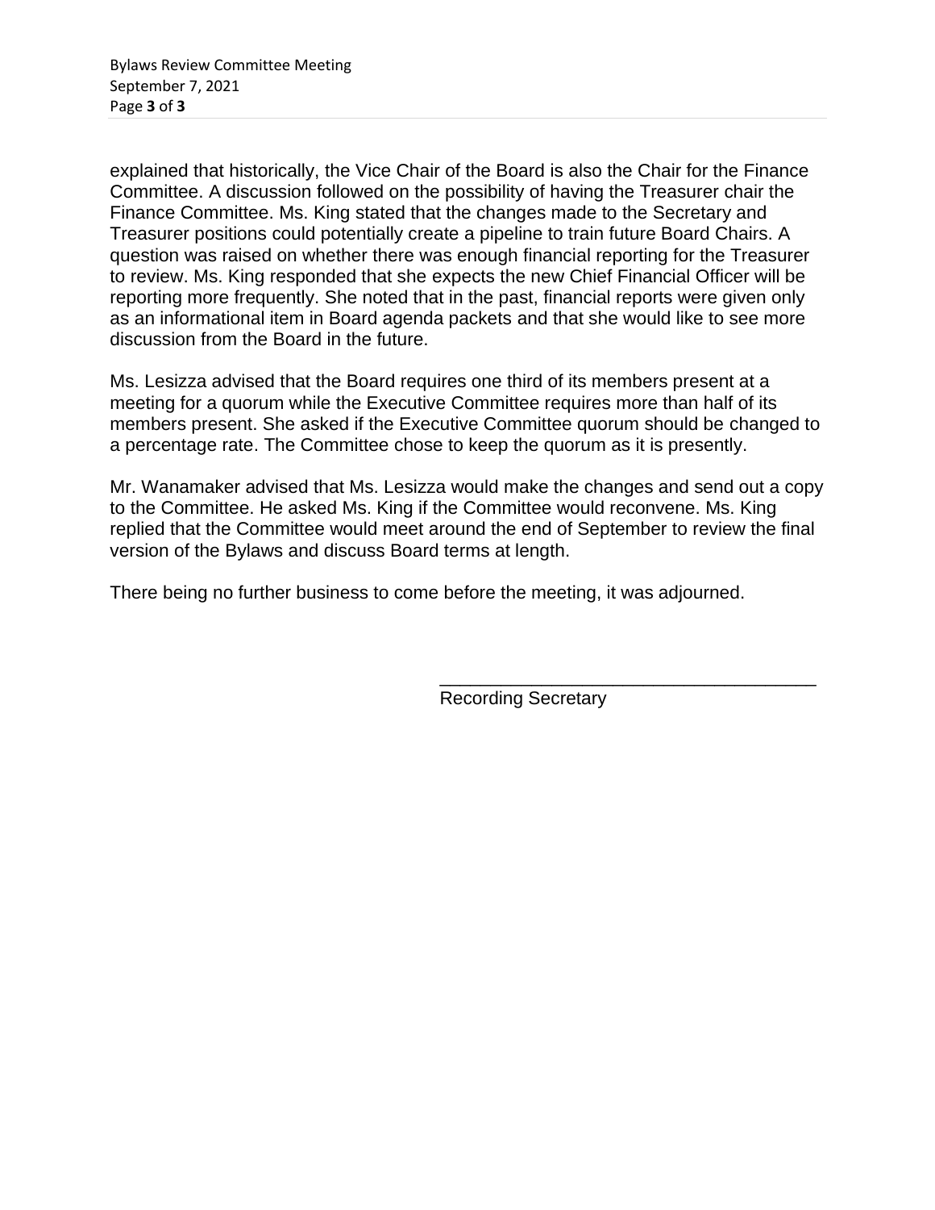explained that historically, the Vice Chair of the Board is also the Chair for the Finance Committee. A discussion followed on the possibility of having the Treasurer chair the Finance Committee. Ms. King stated that the changes made to the Secretary and Treasurer positions could potentially create a pipeline to train future Board Chairs. A question was raised on whether there was enough financial reporting for the Treasurer to review. Ms. King responded that she expects the new Chief Financial Officer will be reporting more frequently. She noted that in the past, financial reports were given only as an informational item in Board agenda packets and that she would like to see more discussion from the Board in the future.

Ms. Lesizza advised that the Board requires one third of its members present at a meeting for a quorum while the Executive Committee requires more than half of its members present. She asked if the Executive Committee quorum should be changed to a percentage rate. The Committee chose to keep the quorum as it is presently.

Mr. Wanamaker advised that Ms. Lesizza would make the changes and send out a copy to the Committee. He asked Ms. King if the Committee would reconvene. Ms. King replied that the Committee would meet around the end of September to review the final version of the Bylaws and discuss Board terms at length.

There being no further business to come before the meeting, it was adjourned.

\_\_\_\_\_\_\_\_\_\_\_\_\_\_\_\_\_\_\_\_\_\_\_\_\_\_\_\_\_\_\_\_\_\_\_\_\_\_

Recording Secretary